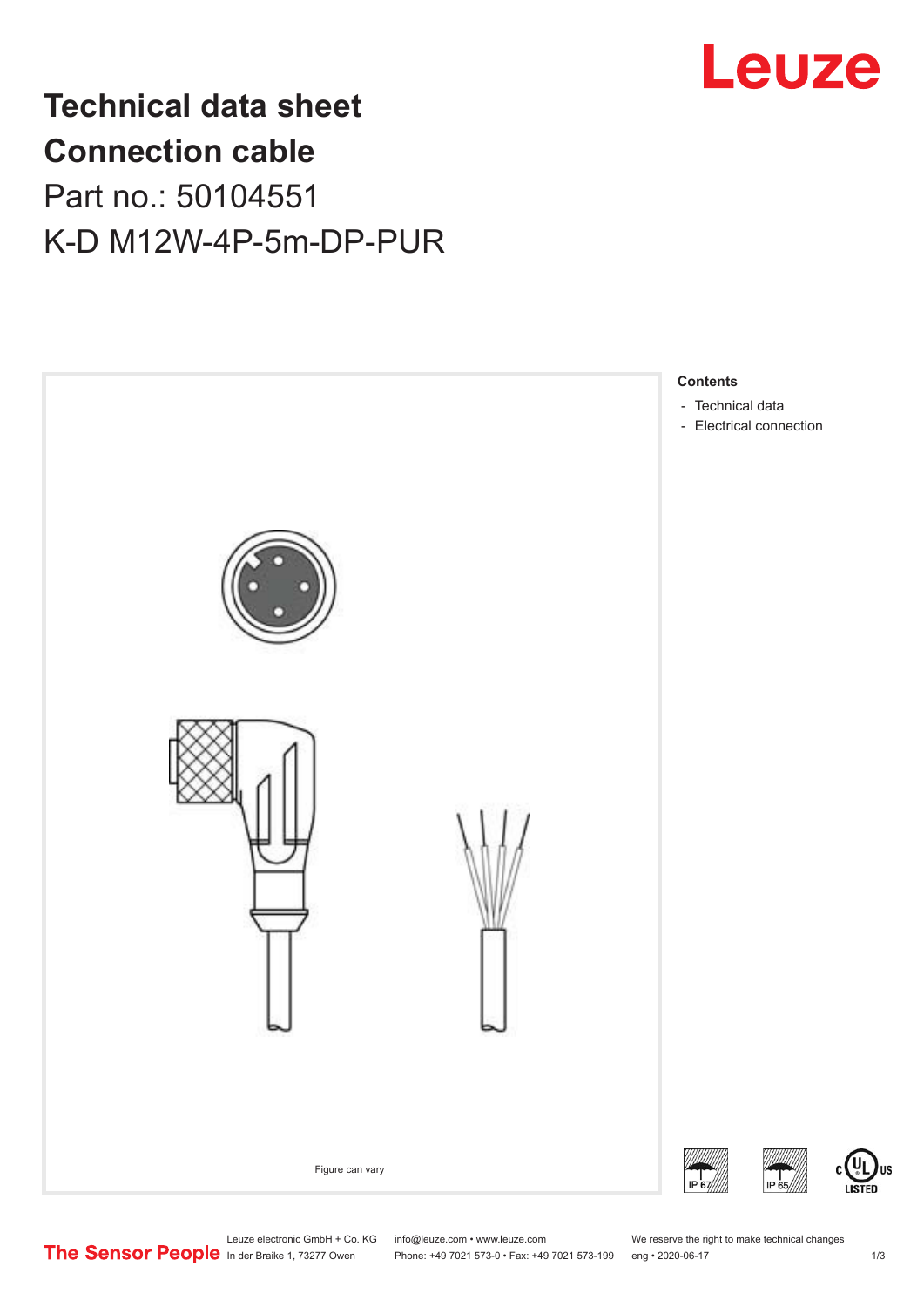# Technical data sheet
# Connection cable

## Part no.: 50104551

## K-D M12W-4P-5m-DP-PUR

Figure can vary

**Contents**

- Technical data
- Electrical connection

IP 67

IP 65

c UL us LISTED

Leuze electronic GmbH + Co. KG
In der Braike 1, 73277 Owen

info@leuze.com • www.leuze.com
Phone: +49 7021 573-0 • Fax: +49 7021 573-199

We reserve the right to make technical changes
eng • 2020-06-17

The Sensor People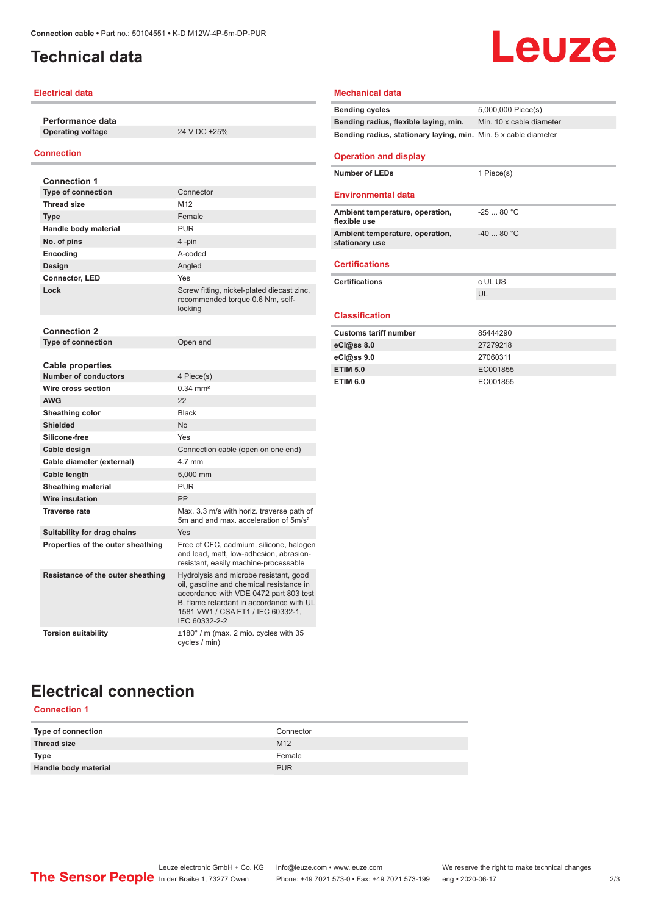# Technical data

## Electrical data

| Performance data | |
|---|---|
| **Operating voltage** | 24 V DC ±25% |

## Connection

| Connection 1 | |
|---|---|
| **Type of connection** | Connector |
| **Thread size** | M12 |
| **Type** | Female |
| **Handle body material** | PUR |
| **No. of pins** | 4 -pin |
| **Encoding** | A-coded |
| **Design** | Angled |
| **Connector, LED** | Yes |
| **Lock** | Screw fitting, nickel-plated diecast zinc, recommended torque 0.6 Nm, self-locking |

| Connection 2 | |
|---|---|
| **Type of connection** | Open end |

| Cable properties | |
|---|---|
| **Number of conductors** | 4 Piece(s) |
| **Wire cross section** | 0.34 mm² |
| **AWG** | 22 |
| **Sheathing color** | Black |
| **Shielded** | No |
| **Silicone-free** | Yes |
| **Cable design** | Connection cable (open on one end) |
| **Cable diameter (external)** | 4.7 mm |
| **Cable length** | 5,000 mm |
| **Sheathing material** | PUR |
| **Wire insulation** | PP |
| **Traverse rate** | Max. 3.3 m/s with horiz. traverse path of 5m and and max. acceleration of 5m/s² |
| **Suitability for drag chains** | Yes |
| **Properties of the outer sheathing** | Free of CFC, cadmium, silicone, halogen and lead, matt, low-adhesion, abrasion-resistant, easily machine-processable |
| **Resistance of the outer sheathing** | Hydrolysis and microbe resistant, good oil, gasoline and chemical resistance in accordance with VDE 0472 part 803 test B, flame retardant in accordance with UL 1581 VW1 / CSA FT1 / IEC 60332-1, IEC 60332-2-2 |
| **Torsion suitability** | ±180° / m (max. 2 mio. cycles with 35 cycles / min) |

## Mechanical data

| | |
|---|---|
| **Bending cycles** | 5,000,000 Piece(s) |
| **Bending radius, flexible laying, min.** | Min. 10 x cable diameter |
| **Bending radius, stationary laying, min.** | Min. 5 x cable diameter |

## Operation and display

| | |
|---|---|
| **Number of LEDs** | 1 Piece(s) |

## Environmental data

| | |
|---|---|
| **Ambient temperature, operation, flexible use** | -25 ... 80 °C |
| **Ambient temperature, operation, stationary use** | -40 ... 80 °C |

## Certifications

| | |
|---|---|
| **Certifications** | c UL US |
| | UL |

## Classification

| | |
|---|---|
| **Customs tariff number** | 85444290 |
| **eCl@ss 8.0** | 27279218 |
| **eCl@ss 9.0** | 27060311 |
| **ETIM 5.0** | EC001855 |
| **ETIM 6.0** | EC001855 |

# Electrical connection

## Connection 1

| | |
|---|---|
| **Type of connection** | Connector |
| **Thread size** | M12 |
| **Type** | Female |
| **Handle body material** | PUR |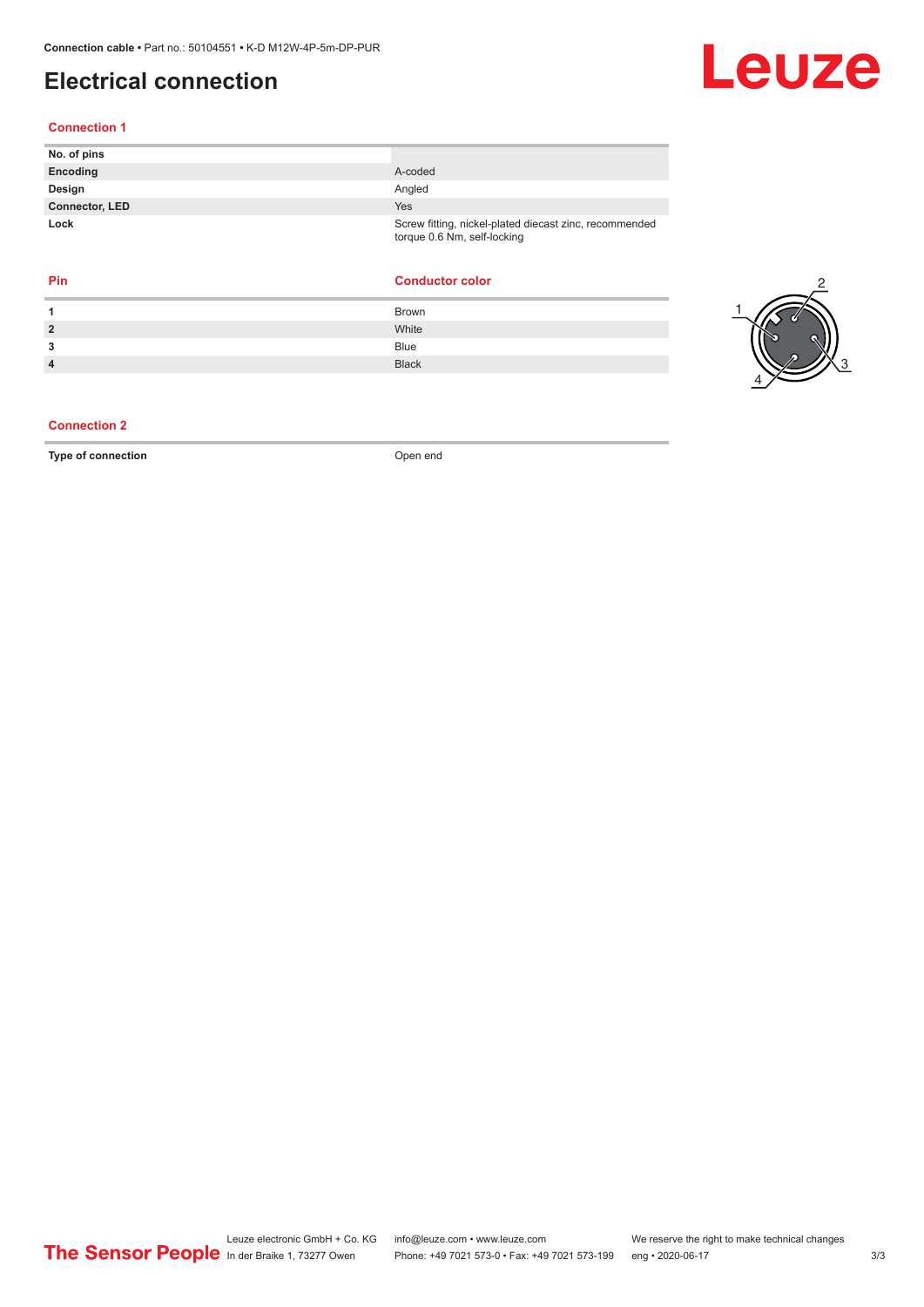# Electrical connection

## Connection 1

| | |
|---|---|
| **No. of pins** | |
| **Encoding** | A-coded |
| **Design** | Angled |
| **Connector, LED** | Yes |
| **Lock** | Screw fitting, nickel-plated diecast zinc, recommended torque 0.6 Nm, self-locking |

| Pin | Conductor color |
|---|---|
| **1** | Brown |
| **2** | White |
| **3** | Blue |
| **4** | Black |

## Connection 2

| | |
|---|---|
| **Type of connection** | Open end |